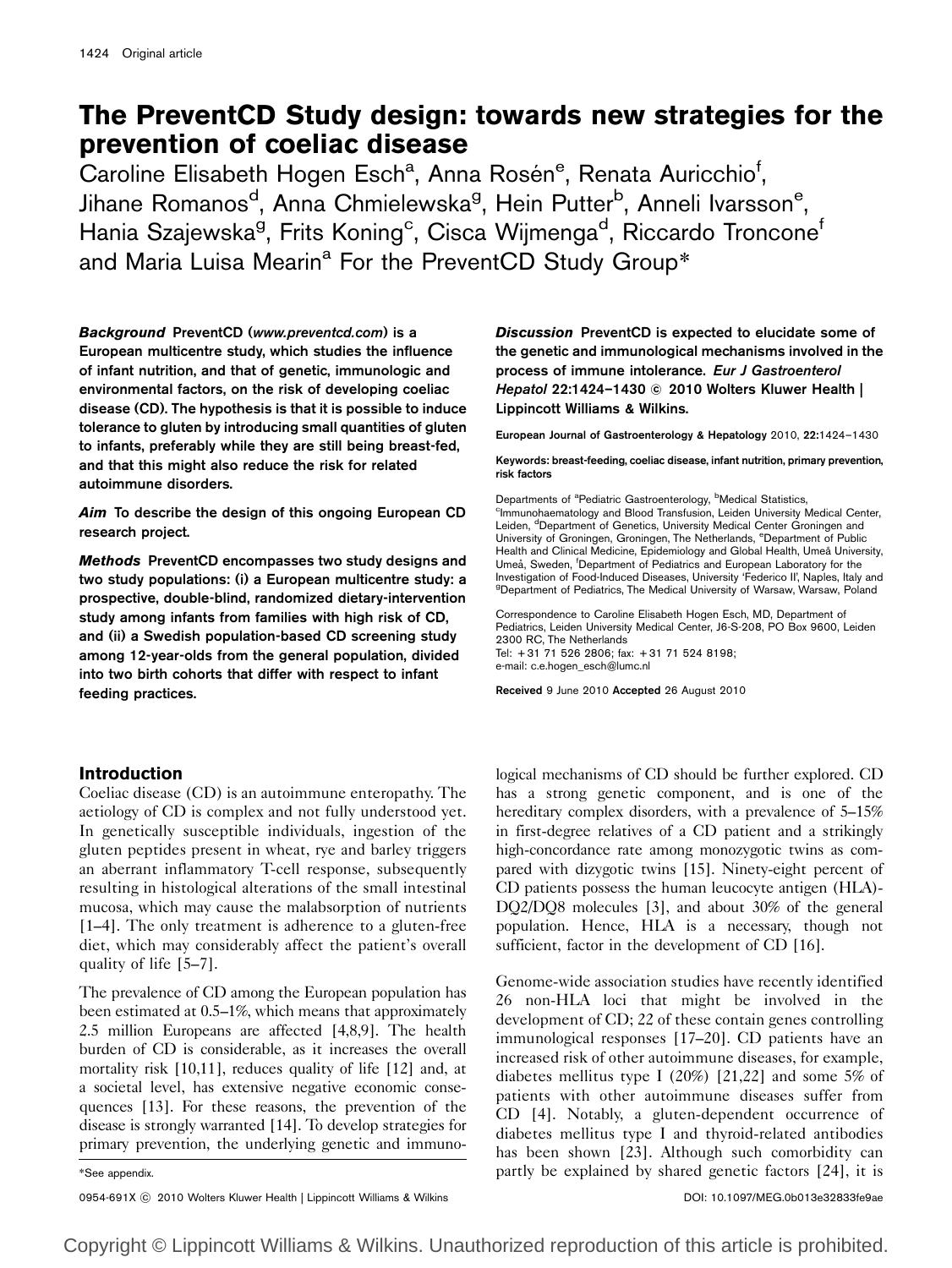# The PreventCD Study design: towards new strategies for the prevention of coeliac disease

Caroline Elisabeth Hogen Esch[a], Anna Rosén[e], Renata Auricchio[f], Jihane Romanos[d], Anna Chmielewska[g], Hein Putter[b], Anneli Ivarsson[e], Hania Szajewska[g], Frits Koning[c], Cisca Wijmenga[d], Riccardo Troncone[f] and Maria Luisa Mearin[a] For the PreventCD Study Group*

***Background*** **PreventCD (www.preventcd.com) is a European multicentre study, which studies the influence of infant nutrition, and that of genetic, immunologic and environmental factors, on the risk of developing coeliac disease (CD). The hypothesis is that it is possible to induce tolerance to gluten by introducing small quantities of gluten to infants, preferably while they are still being breast-fed, and that this might also reduce the risk for related autoimmune disorders.**

***Aim*** **To describe the design of this ongoing European CD research project.**

***Methods*** **PreventCD encompasses two study designs and two study populations: (i) a European multicentre study: a prospective, double-blind, randomized dietary-intervention study among infants from families with high risk of CD, and (ii) a Swedish population-based CD screening study among 12-year-olds from the general population, divided into two birth cohorts that differ with respect to infant feeding practices.**

***Discussion*** **PreventCD is expected to elucidate some of the genetic and immunological mechanisms involved in the process of immune intolerance.** ***Eur J Gastroenterol Hepatol*** **22:1424–1430 © 2010 Wolters Kluwer Health | Lippincott Williams & Wilkins.**

European Journal of Gastroenterology & Hepatology 2010, 22:1424–1430

**Keywords: breast-feeding, coeliac disease, infant nutrition, primary prevention, risk factors**

Departments of [a]Pediatric Gastroenterology, [b]Medical Statistics, [c]Immunohaematology and Blood Transfusion, Leiden University Medical Center, Leiden, [d]Department of Genetics, University Medical Center Groningen and University of Groningen, Groningen, The Netherlands, [e]Department of Public Health and Clinical Medicine, Epidemiology and Global Health, Umeå University, Umeå, Sweden, [f]Department of Pediatrics and European Laboratory for the Investigation of Food-Induced Diseases, University 'Federico II', Naples, Italy and [g]Department of Pediatrics, The Medical University of Warsaw, Warsaw, Poland

Correspondence to Caroline Elisabeth Hogen Esch, MD, Department of Pediatrics, Leiden University Medical Center, J6-S-208, PO Box 9600, Leiden 2300 RC, The Netherlands
Tel: +31 71 526 2806; fax: +31 71 524 8198;
e-mail: c.e.hogen_esch@lumc.nl

**Received** 9 June 2010 **Accepted** 26 August 2010

## Introduction

Coeliac disease (CD) is an autoimmune enteropathy. The aetiology of CD is complex and not fully understood yet. In genetically susceptible individuals, ingestion of the gluten peptides present in wheat, rye and barley triggers an aberrant inflammatory T-cell response, subsequently resulting in histological alterations of the small intestinal mucosa, which may cause the malabsorption of nutrients [1–4]. The only treatment is adherence to a gluten-free diet, which may considerably affect the patient's overall quality of life [5–7].

The prevalence of CD among the European population has been estimated at 0.5–1%, which means that approximately 2.5 million Europeans are affected [4,8,9]. The health burden of CD is considerable, as it increases the overall mortality risk [10,11], reduces quality of life [12] and, at a societal level, has extensive negative economic consequences [13]. For these reasons, the prevention of the disease is strongly warranted [14]. To develop strategies for primary prevention, the underlying genetic and immunological mechanisms of CD should be further explored. CD has a strong genetic component, and is one of the hereditary complex disorders, with a prevalence of 5–15% in first-degree relatives of a CD patient and a strikingly high-concordance rate among monozygotic twins as compared with dizygotic twins [15]. Ninety-eight percent of CD patients possess the human leucocyte antigen (HLA)-DQ2/DQ8 molecules [3], and about 30% of the general population. Hence, HLA is a necessary, though not sufficient, factor in the development of CD [16].

Genome-wide association studies have recently identified 26 non-HLA loci that might be involved in the development of CD; 22 of these contain genes controlling immunological responses [17–20]. CD patients have an increased risk of other autoimmune diseases, for example, diabetes mellitus type I (20%) [21,22] and some 5% of patients with other autoimmune diseases suffer from CD [4]. Notably, a gluten-dependent occurrence of diabetes mellitus type I and thyroid-related antibodies has been shown [23]. Although such comorbidity can partly be explained by shared genetic factors [24], it is

*See appendix.

0954-691X © 2010 Wolters Kluwer Health | Lippincott Williams & Wilkins DOI: 10.1097/MEG.0b013e32833fe9ae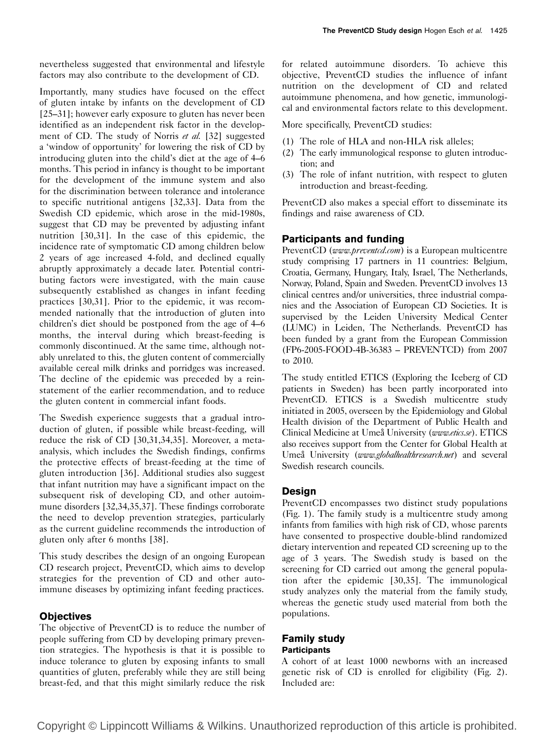nevertheless suggested that environmental and lifestyle factors may also contribute to the development of CD.

Importantly, many studies have focused on the effect of gluten intake by infants on the development of CD [25–31]; however early exposure to gluten has never been identified as an independent risk factor in the development of CD. The study of Norris *et al.* [32] suggested a 'window of opportunity' for lowering the risk of CD by introducing gluten into the child's diet at the age of 4–6 months. This period in infancy is thought to be important for the development of the immune system and also for the discrimination between tolerance and intolerance to specific nutritional antigens [32,33]. Data from the Swedish CD epidemic, which arose in the mid-1980s, suggest that CD may be prevented by adjusting infant nutrition [30,31]. In the case of this epidemic, the incidence rate of symptomatic CD among children below 2 years of age increased 4-fold, and declined equally abruptly approximately a decade later. Potential contributing factors were investigated, with the main cause subsequently established as changes in infant feeding practices [30,31]. Prior to the epidemic, it was recommended nationally that the introduction of gluten into children's diet should be postponed from the age of 4–6 months, the interval during which breast-feeding is commonly discontinued. At the same time, although notably unrelated to this, the gluten content of commercially available cereal milk drinks and porridges was increased. The decline of the epidemic was preceded by a reinstatement of the earlier recommendation, and to reduce the gluten content in commercial infant foods.

The Swedish experience suggests that a gradual introduction of gluten, if possible while breast-feeding, will reduce the risk of CD [30,31,34,35]. Moreover, a meta-analysis, which includes the Swedish findings, confirms the protective effects of breast-feeding at the time of gluten introduction [36]. Additional studies also suggest that infant nutrition may have a significant impact on the subsequent risk of developing CD, and other autoimmune disorders [32,34,35,37]. These findings corroborate the need to develop prevention strategies, particularly as the current guideline recommends the introduction of gluten only after 6 months [38].

This study describes the design of an ongoing European CD research project, PreventCD, which aims to develop strategies for the prevention of CD and other autoimmune diseases by optimizing infant feeding practices.

## Objectives

The objective of PreventCD is to reduce the number of people suffering from CD by developing primary prevention strategies. The hypothesis is that it is possible to induce tolerance to gluten by exposing infants to small quantities of gluten, preferably while they are still being breast-fed, and that this might similarly reduce the risk for related autoimmune disorders. To achieve this objective, PreventCD studies the influence of infant nutrition on the development of CD and related autoimmune phenomena, and how genetic, immunological and environmental factors relate to this development.

More specifically, PreventCD studies:

(1) The role of HLA and non-HLA risk alleles;
(2) The early immunological response to gluten introduction; and
(3) The role of infant nutrition, with respect to gluten introduction and breast-feeding.

PreventCD also makes a special effort to disseminate its findings and raise awareness of CD.

## Participants and funding

PreventCD (*www.preventcd.com*) is a European multicentre study comprising 17 partners in 11 countries: Belgium, Croatia, Germany, Hungary, Italy, Israel, The Netherlands, Norway, Poland, Spain and Sweden. PreventCD involves 13 clinical centres and/or universities, three industrial companies and the Association of European CD Societies. It is supervised by the Leiden University Medical Center (LUMC) in Leiden, The Netherlands. PreventCD has been funded by a grant from the European Commission (FP6-2005-FOOD-4B-36383 – PREVENTCD) from 2007 to 2010.

The study entitled ETICS (Exploring the Iceberg of CD patients in Sweden) has been partly incorporated into PreventCD. ETICS is a Swedish multicentre study initiated in 2005, overseen by the Epidemiology and Global Health division of the Department of Public Health and Clinical Medicine at Umeå University (*www.etics.se*). ETICS also receives support from the Center for Global Health at Umeå University (*www.globalhealthresearch.net*) and several Swedish research councils.

## Design

PreventCD encompasses two distinct study populations (Fig. 1). The family study is a multicentre study among infants from families with high risk of CD, whose parents have consented to prospective double-blind randomized dietary intervention and repeated CD screening up to the age of 3 years. The Swedish study is based on the screening for CD carried out among the general population after the epidemic [30,35]. The immunological study analyzes only the material from the family study, whereas the genetic study used material from both the populations.

## Family study

### Participants

A cohort of at least 1000 newborns with an increased genetic risk of CD is enrolled for eligibility (Fig. 2). Included are: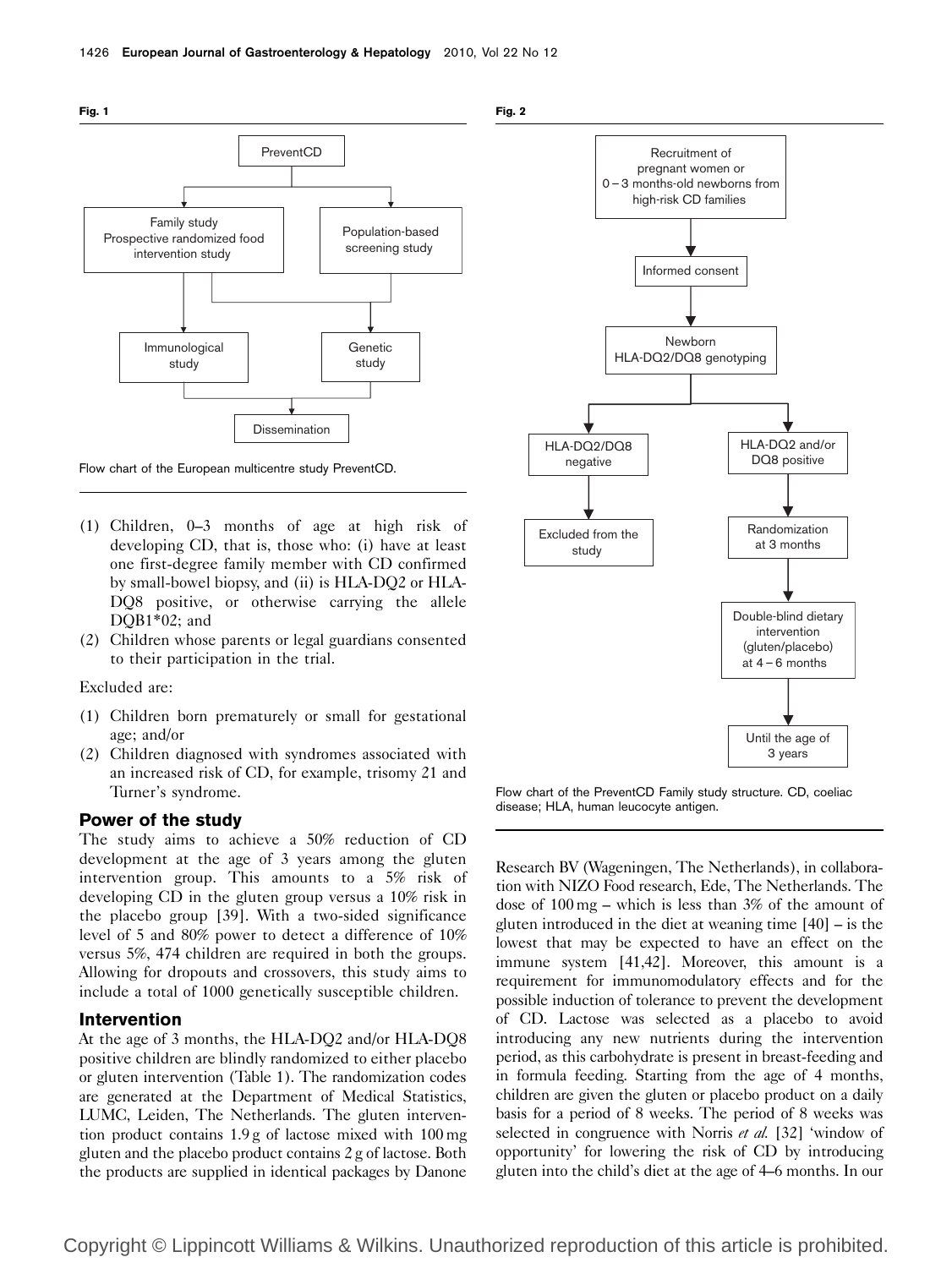**Fig. 1**

PreventCD → Family study (Prospective randomized food intervention study); Population-based screening study → Immunological study; Genetic study → Dissemination

Flow chart of the European multicentre study PreventCD.

(1) Children, 0–3 months of age at high risk of developing CD, that is, those who: (i) have at least one first-degree family member with CD confirmed by small-bowel biopsy, and (ii) is HLA-DQ2 or HLA-DQ8 positive, or otherwise carrying the allele DQB1*02; and
(2) Children whose parents or legal guardians consented to their participation in the trial.

Excluded are:

(1) Children born prematurely or small for gestational age; and/or
(2) Children diagnosed with syndromes associated with an increased risk of CD, for example, trisomy 21 and Turner's syndrome.

## Power of the study

The study aims to achieve a 50% reduction of CD development at the age of 3 years among the gluten intervention group. This amounts to a 5% risk of developing CD in the gluten group versus a 10% risk in the placebo group [39]. With a two-sided significance level of 5 and 80% power to detect a difference of 10% versus 5%, 474 children are required in both the groups. Allowing for dropouts and crossovers, this study aims to include a total of 1000 genetically susceptible children.

## Intervention

At the age of 3 months, the HLA-DQ2 and/or HLA-DQ8 positive children are blindly randomized to either placebo or gluten intervention (Table 1). The randomization codes are generated at the Department of Medical Statistics, LUMC, Leiden, The Netherlands. The gluten intervention product contains 1.9 g of lactose mixed with 100 mg gluten and the placebo product contains 2 g of lactose. Both the products are supplied in identical packages by Danone Research BV (Wageningen, The Netherlands), in collaboration with NIZO Food research, Ede, The Netherlands. The dose of 100 mg – which is less than 3% of the amount of gluten introduced in the diet at weaning time [40] – is the lowest that may be expected to have an effect on the immune system [41,42]. Moreover, this amount is a requirement for immunomodulatory effects and for the possible induction of tolerance to prevent the development of CD. Lactose was selected as a placebo to avoid introducing any new nutrients during the intervention period, as this carbohydrate is present in breast-feeding and in formula feeding. Starting from the age of 4 months, children are given the gluten or placebo product on a daily basis for a period of 8 weeks. The period of 8 weeks was selected in congruence with Norris *et al.* [32] 'window of opportunity' for lowering the risk of CD by introducing gluten into the child's diet at the age of 4–6 months. In our

**Fig. 2**

Recruitment of pregnant women or 0 – 3 months-old newborns from high-risk CD families → Informed consent → Newborn HLA-DQ2/DQ8 genotyping → HLA-DQ2/DQ8 negative → Excluded from the study; HLA-DQ2 and/or DQ8 positive → Randomization at 3 months → Double-blind dietary intervention (gluten/placebo) at 4 – 6 months → Until the age of 3 years

Flow chart of the PreventCD Family study structure. CD, coeliac disease; HLA, human leucocyte antigen.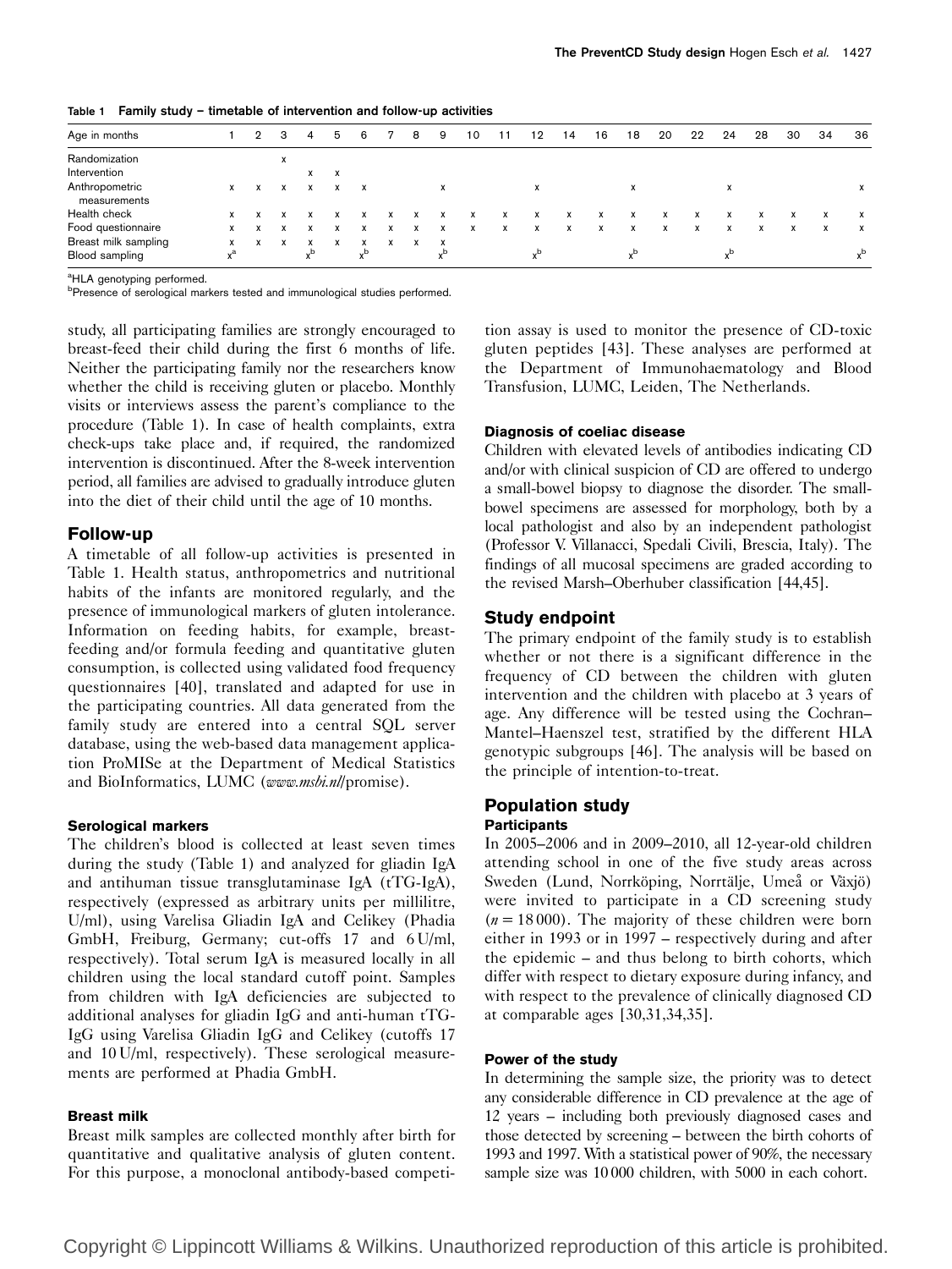**Table 1 Family study – timetable of intervention and follow-up activities**

| Age in months | 1 | 2 | 3 | 4 | 5 | 6 | 7 | 8 | 9 | 10 | 11 | 12 | 14 | 16 | 18 | 20 | 22 | 24 | 28 | 30 | 34 | 36 |
|---|---|---|---|---|---|---|---|---|---|---|---|---|---|---|---|---|---|---|---|---|---|---|
| Randomization | | | x | | | | | | | | | | | | | | | | | | | |
| Intervention | | | | x | x | | | | | | | | | | | | | | | | | |
| Anthropometric measurements | x | x | x | x | x | x | | | x | | | x | | | x | | | x | | | | x |
| Health check | x | x | x | x | x | x | x | x | x | x | x | x | x | x | x | x | x | x | x | x | x | x |
| Food questionnaire | x | x | x | x | x | x | x | x | x | x | x | x | x | x | x | x | x | x | x | x | x | x |
| Breast milk sampling | x | x | x | x | x | x | x | x | x | | | | | | | | | | | | | |
| Blood sampling | x[a] | | | x[b] | | x[b] | | | x[b] | | | x[b] | | | x[b] | | | x[b] | | | | x[b] |

[a]HLA genotyping performed.
[b]Presence of serological markers tested and immunological studies performed.

study, all participating families are strongly encouraged to breast-feed their child during the first 6 months of life. Neither the participating family nor the researchers know whether the child is receiving gluten or placebo. Monthly visits or interviews assess the parent's compliance to the procedure (Table 1). In case of health complaints, extra check-ups take place and, if required, the randomized intervention is discontinued. After the 8-week intervention period, all families are advised to gradually introduce gluten into the diet of their child until the age of 10 months.

## Follow-up

A timetable of all follow-up activities is presented in Table 1. Health status, anthropometrics and nutritional habits of the infants are monitored regularly, and the presence of immunological markers of gluten intolerance. Information on feeding habits, for example, breast-feeding and/or formula feeding and quantitative gluten consumption, is collected using validated food frequency questionnaires [40], translated and adapted for use in the participating countries. All data generated from the family study are entered into a central SQL server database, using the web-based data management application ProMISe at the Department of Medical Statistics and BioInformatics, LUMC (*www.msbi.nl*/promise).

### Serological markers

The children's blood is collected at least seven times during the study (Table 1) and analyzed for gliadin IgA and antihuman tissue transglutaminase IgA (tTG-IgA), respectively (expressed as arbitrary units per millilitre, U/ml), using Varelisa Gliadin IgA and Celikey (Phadia GmbH, Freiburg, Germany; cut-offs 17 and 6 U/ml, respectively). Total serum IgA is measured locally in all children using the local standard cutoff point. Samples from children with IgA deficiencies are subjected to additional analyses for gliadin IgG and anti-human tTG-IgG using Varelisa Gliadin IgG and Celikey (cutoffs 17 and 10 U/ml, respectively). These serological measurements are performed at Phadia GmbH.

### Breast milk

Breast milk samples are collected monthly after birth for quantitative and qualitative analysis of gluten content. For this purpose, a monoclonal antibody-based competition assay is used to monitor the presence of CD-toxic gluten peptides [43]. These analyses are performed at the Department of Immunohaematology and Blood Transfusion, LUMC, Leiden, The Netherlands.

### Diagnosis of coeliac disease

Children with elevated levels of antibodies indicating CD and/or with clinical suspicion of CD are offered to undergo a small-bowel biopsy to diagnose the disorder. The small-bowel specimens are assessed for morphology, both by a local pathologist and also by an independent pathologist (Professor V. Villanacci, Spedali Civili, Brescia, Italy). The findings of all mucosal specimens are graded according to the revised Marsh–Oberhuber classification [44,45].

## Study endpoint

The primary endpoint of the family study is to establish whether or not there is a significant difference in the frequency of CD between the children with gluten intervention and the children with placebo at 3 years of age. Any difference will be tested using the Cochran–Mantel–Haenszel test, stratified by the different HLA genotypic subgroups [46]. The analysis will be based on the principle of intention-to-treat.

## Population study

### Participants

In 2005–2006 and in 2009–2010, all 12-year-old children attending school in one of the five study areas across Sweden (Lund, Norrköping, Norrtälje, Umeå or Växjö) were invited to participate in a CD screening study ($n = 18\,000$). The majority of these children were born either in 1993 or in 1997 – respectively during and after the epidemic – and thus belong to birth cohorts, which differ with respect to dietary exposure during infancy, and with respect to the prevalence of clinically diagnosed CD at comparable ages [30,31,34,35].

### Power of the study

In determining the sample size, the priority was to detect any considerable difference in CD prevalence at the age of 12 years – including both previously diagnosed cases and those detected by screening – between the birth cohorts of 1993 and 1997. With a statistical power of 90%, the necessary sample size was 10 000 children, with 5000 in each cohort.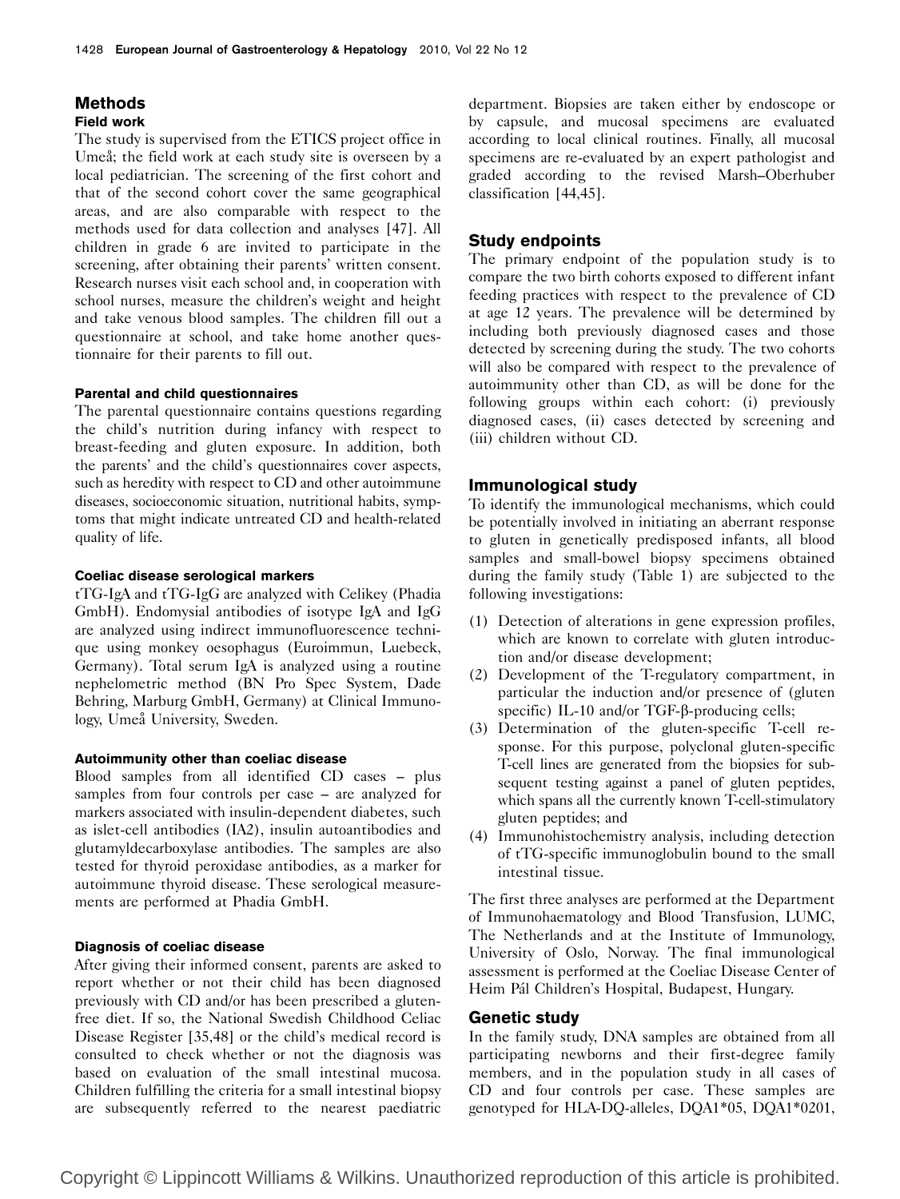## Methods

### Field work

The study is supervised from the ETICS project office in Umeå; the field work at each study site is overseen by a local pediatrician. The screening of the first cohort and that of the second cohort cover the same geographical areas, and are also comparable with respect to the methods used for data collection and analyses [47]. All children in grade 6 are invited to participate in the screening, after obtaining their parents' written consent. Research nurses visit each school and, in cooperation with school nurses, measure the children's weight and height and take venous blood samples. The children fill out a questionnaire at school, and take home another questionnaire for their parents to fill out.

#### Parental and child questionnaires

The parental questionnaire contains questions regarding the child's nutrition during infancy with respect to breast-feeding and gluten exposure. In addition, both the parents' and the child's questionnaires cover aspects, such as heredity with respect to CD and other autoimmune diseases, socioeconomic situation, nutritional habits, symptoms that might indicate untreated CD and health-related quality of life.

#### Coeliac disease serological markers

tTG-IgA and tTG-IgG are analyzed with Celikey (Phadia GmbH). Endomysial antibodies of isotype IgA and IgG are analyzed using indirect immunofluorescence technique using monkey oesophagus (Euroimmun, Luebeck, Germany). Total serum IgA is analyzed using a routine nephelometric method (BN Pro Spec System, Dade Behring, Marburg GmbH, Germany) at Clinical Immunology, Umeå University, Sweden.

#### Autoimmunity other than coeliac disease

Blood samples from all identified CD cases – plus samples from four controls per case – are analyzed for markers associated with insulin-dependent diabetes, such as islet-cell antibodies (IA2), insulin autoantibodies and glutamyldecarboxylase antibodies. The samples are also tested for thyroid peroxidase antibodies, as a marker for autoimmune thyroid disease. These serological measurements are performed at Phadia GmbH.

#### Diagnosis of coeliac disease

After giving their informed consent, parents are asked to report whether or not their child has been diagnosed previously with CD and/or has been prescribed a gluten-free diet. If so, the National Swedish Childhood Celiac Disease Register [35,48] or the child's medical record is consulted to check whether or not the diagnosis was based on evaluation of the small intestinal mucosa. Children fulfilling the criteria for a small intestinal biopsy are subsequently referred to the nearest paediatric department. Biopsies are taken either by endoscope or by capsule, and mucosal specimens are evaluated according to local clinical routines. Finally, all mucosal specimens are re-evaluated by an expert pathologist and graded according to the revised Marsh–Oberhuber classification [44,45].

### Study endpoints

The primary endpoint of the population study is to compare the two birth cohorts exposed to different infant feeding practices with respect to the prevalence of CD at age 12 years. The prevalence will be determined by including both previously diagnosed cases and those detected by screening during the study. The two cohorts will also be compared with respect to the prevalence of autoimmunity other than CD, as will be done for the following groups within each cohort: (i) previously diagnosed cases, (ii) cases detected by screening and (iii) children without CD.

### Immunological study

To identify the immunological mechanisms, which could be potentially involved in initiating an aberrant response to gluten in genetically predisposed infants, all blood samples and small-bowel biopsy specimens obtained during the family study (Table 1) are subjected to the following investigations:

(1) Detection of alterations in gene expression profiles, which are known to correlate with gluten introduction and/or disease development;
(2) Development of the T-regulatory compartment, in particular the induction and/or presence of (gluten specific) IL-10 and/or TGF-β-producing cells;
(3) Determination of the gluten-specific T-cell response. For this purpose, polyclonal gluten-specific T-cell lines are generated from the biopsies for subsequent testing against a panel of gluten peptides, which spans all the currently known T-cell-stimulatory gluten peptides; and
(4) Immunohistochemistry analysis, including detection of tTG-specific immunoglobulin bound to the small intestinal tissue.

The first three analyses are performed at the Department of Immunohaematology and Blood Transfusion, LUMC, The Netherlands and at the Institute of Immunology, University of Oslo, Norway. The final immunological assessment is performed at the Coeliac Disease Center of Heim Pál Children's Hospital, Budapest, Hungary.

### Genetic study

In the family study, DNA samples are obtained from all participating newborns and their first-degree family members, and in the population study in all cases of CD and four controls per case. These samples are genotyped for HLA-DQ-alleles, DQA1*05, DQA1*0201,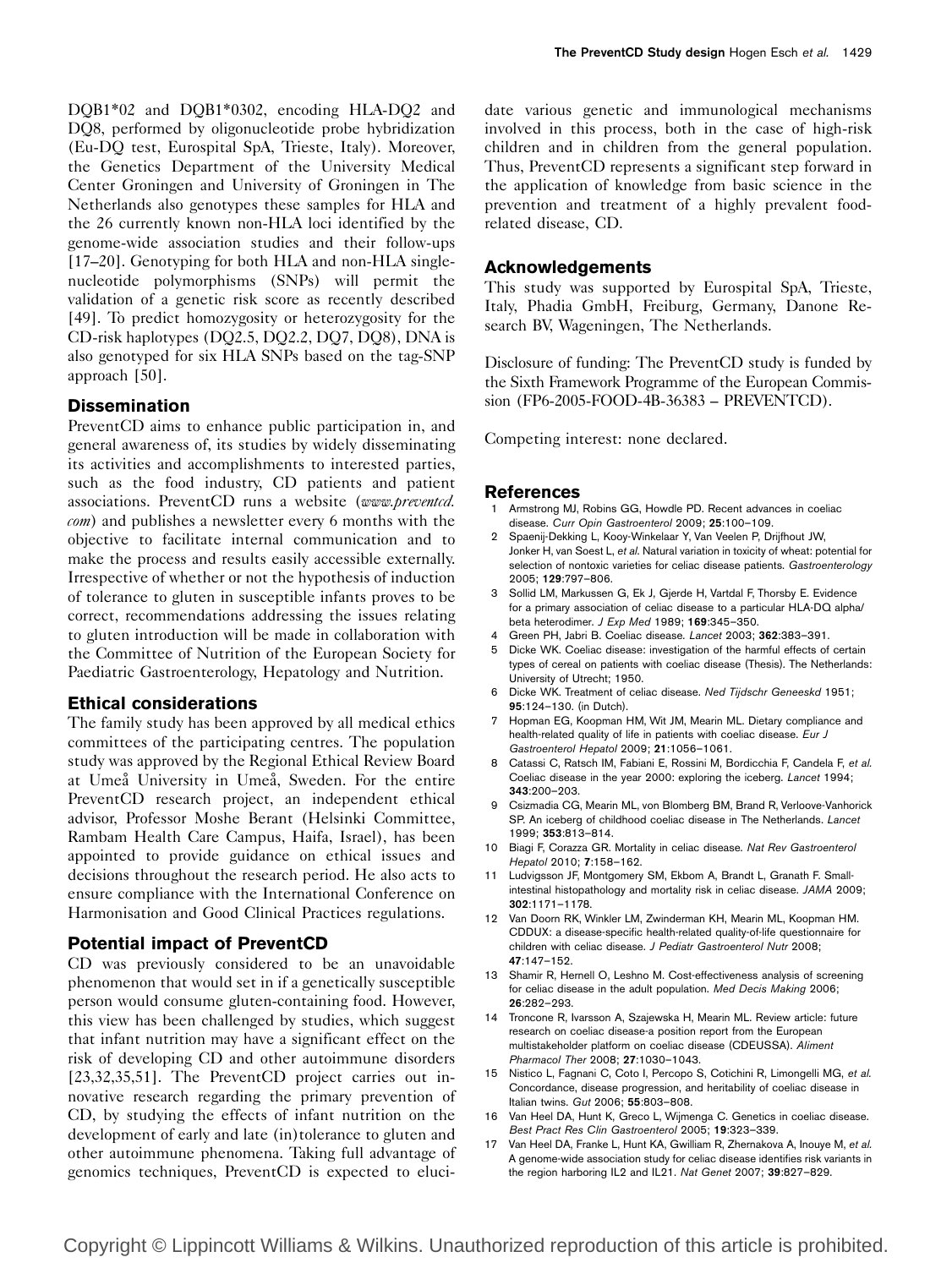DQB1*02 and DQB1*0302, encoding HLA-DQ2 and DQ8, performed by oligonucleotide probe hybridization (Eu-DQ test, Eurospital SpA, Trieste, Italy). Moreover, the Genetics Department of the University Medical Center Groningen and University of Groningen in The Netherlands also genotypes these samples for HLA and the 26 currently known non-HLA loci identified by the genome-wide association studies and their follow-ups [17–20]. Genotyping for both HLA and non-HLA single-nucleotide polymorphisms (SNPs) will permit the validation of a genetic risk score as recently described [49]. To predict homozygosity or heterozygosity for the CD-risk haplotypes (DQ2.5, DQ2.2, DQ7, DQ8), DNA is also genotyped for six HLA SNPs based on the tag-SNP approach [50].

## Dissemination

PreventCD aims to enhance public participation in, and general awareness of, its studies by widely disseminating its activities and accomplishments to interested parties, such as the food industry, CD patients and patient associations. PreventCD runs a website (*www.preventcd.com*) and publishes a newsletter every 6 months with the objective to facilitate internal communication and to make the process and results easily accessible externally. Irrespective of whether or not the hypothesis of induction of tolerance to gluten in susceptible infants proves to be correct, recommendations addressing the issues relating to gluten introduction will be made in collaboration with the Committee of Nutrition of the European Society for Paediatric Gastroenterology, Hepatology and Nutrition.

## Ethical considerations

The family study has been approved by all medical ethics committees of the participating centres. The population study was approved by the Regional Ethical Review Board at Umeå University in Umeå, Sweden. For the entire PreventCD research project, an independent ethical advisor, Professor Moshe Berant (Helsinki Committee, Rambam Health Care Campus, Haifa, Israel), has been appointed to provide guidance on ethical issues and decisions throughout the research period. He also acts to ensure compliance with the International Conference on Harmonisation and Good Clinical Practices regulations.

## Potential impact of PreventCD

CD was previously considered to be an unavoidable phenomenon that would set in if a genetically susceptible person would consume gluten-containing food. However, this view has been challenged by studies, which suggest that infant nutrition may have a significant effect on the risk of developing CD and other autoimmune disorders [23,32,35,51]. The PreventCD project carries out innovative research regarding the primary prevention of CD, by studying the effects of infant nutrition on the development of early and late (in)tolerance to gluten and other autoimmune phenomena. Taking full advantage of genomics techniques, PreventCD is expected to elucidate various genetic and immunological mechanisms involved in this process, both in the case of high-risk children and in children from the general population. Thus, PreventCD represents a significant step forward in the application of knowledge from basic science in the prevention and treatment of a highly prevalent food-related disease, CD.

## Acknowledgements

This study was supported by Eurospital SpA, Trieste, Italy, Phadia GmbH, Freiburg, Germany, Danone Research BV, Wageningen, The Netherlands.

Disclosure of funding: The PreventCD study is funded by the Sixth Framework Programme of the European Commission (FP6-2005-FOOD-4B-36383 – PREVENTCD).

Competing interest: none declared.

## References

1. Armstrong MJ, Robins GG, Howdle PD. Recent advances in coeliac disease. *Curr Opin Gastroenterol* 2009; **25**:100–109.
2. Spaenij-Dekking L, Kooy-Winkelaar Y, Van Veelen P, Drijfhout JW, Jonker H, van Soest L, *et al.* Natural variation in toxicity of wheat: potential for selection of nontoxic varieties for celiac disease patients. *Gastroenterology* 2005; **129**:797–806.
3. Sollid LM, Markussen G, Ek J, Gjerde H, Vartdal F, Thorsby E. Evidence for a primary association of celiac disease to a particular HLA-DQ alpha/beta heterodimer. *J Exp Med* 1989; **169**:345–350.
4. Green PH, Jabri B. Coeliac disease. *Lancet* 2003; **362**:383–391.
5. Dicke WK. Coeliac disease: investigation of the harmful effects of certain types of cereal on patients with coeliac disease (Thesis). The Netherlands: University of Utrecht; 1950.
6. Dicke WK. Treatment of celiac disease. *Ned Tijdschr Geneeskd* 1951; **95**:124–130. (in Dutch).
7. Hopman EG, Koopman HM, Wit JM, Mearin ML. Dietary compliance and health-related quality of life in patients with coeliac disease. *Eur J Gastroenterol Hepatol* 2009; **21**:1056–1061.
8. Catassi C, Ratsch IM, Fabiani E, Rossini M, Bordicchia F, Candela F, *et al.* Coeliac disease in the year 2000: exploring the iceberg. *Lancet* 1994; **343**:200–203.
9. Csizmadia CG, Mearin ML, von Blomberg BM, Brand R, Verloove-Vanhorick SP. An iceberg of childhood coeliac disease in The Netherlands. *Lancet* 1999; **353**:813–814.
10. Biagi F, Corazza GR. Mortality in celiac disease. *Nat Rev Gastroenterol Hepatol* 2010; **7**:158–162.
11. Ludvigsson JF, Montgomery SM, Ekbom A, Brandt L, Granath F. Small-intestinal histopathology and mortality risk in celiac disease. *JAMA* 2009; **302**:1171–1178.
12. Van Doorn RK, Winkler LM, Zwinderman KH, Mearin ML, Koopman HM. CDDUX: a disease-specific health-related quality-of-life questionnaire for children with celiac disease. *J Pediatr Gastroenterol Nutr* 2008; **47**:147–152.
13. Shamir R, Hernell O, Leshno M. Cost-effectiveness analysis of screening for celiac disease in the adult population. *Med Decis Making* 2006; **26**:282–293.
14. Troncone R, Ivarsson A, Szajewska H, Mearin ML. Review article: future research on coeliac disease-a position report from the European multistakeholder platform on coeliac disease (CDEUSSA). *Aliment Pharmacol Ther* 2008; **27**:1030–1043.
15. Nistico L, Fagnani C, Coto I, Percopo S, Cotichini R, Limongelli MG, *et al.* Concordance, disease progression, and heritability of coeliac disease in Italian twins. *Gut* 2006; **55**:803–808.
16. Van Heel DA, Hunt K, Greco L, Wijmenga C. Genetics in coeliac disease. *Best Pract Res Clin Gastroenterol* 2005; **19**:323–339.
17. Van Heel DA, Franke L, Hunt KA, Gwilliam R, Zhernakova A, Inouye M, *et al.* A genome-wide association study for celiac disease identifies risk variants in the region harboring IL2 and IL21. *Nat Genet* 2007; **39**:827–829.

Copyright © Lippincott Williams & Wilkins. Unauthorized reproduction of this article is prohibited.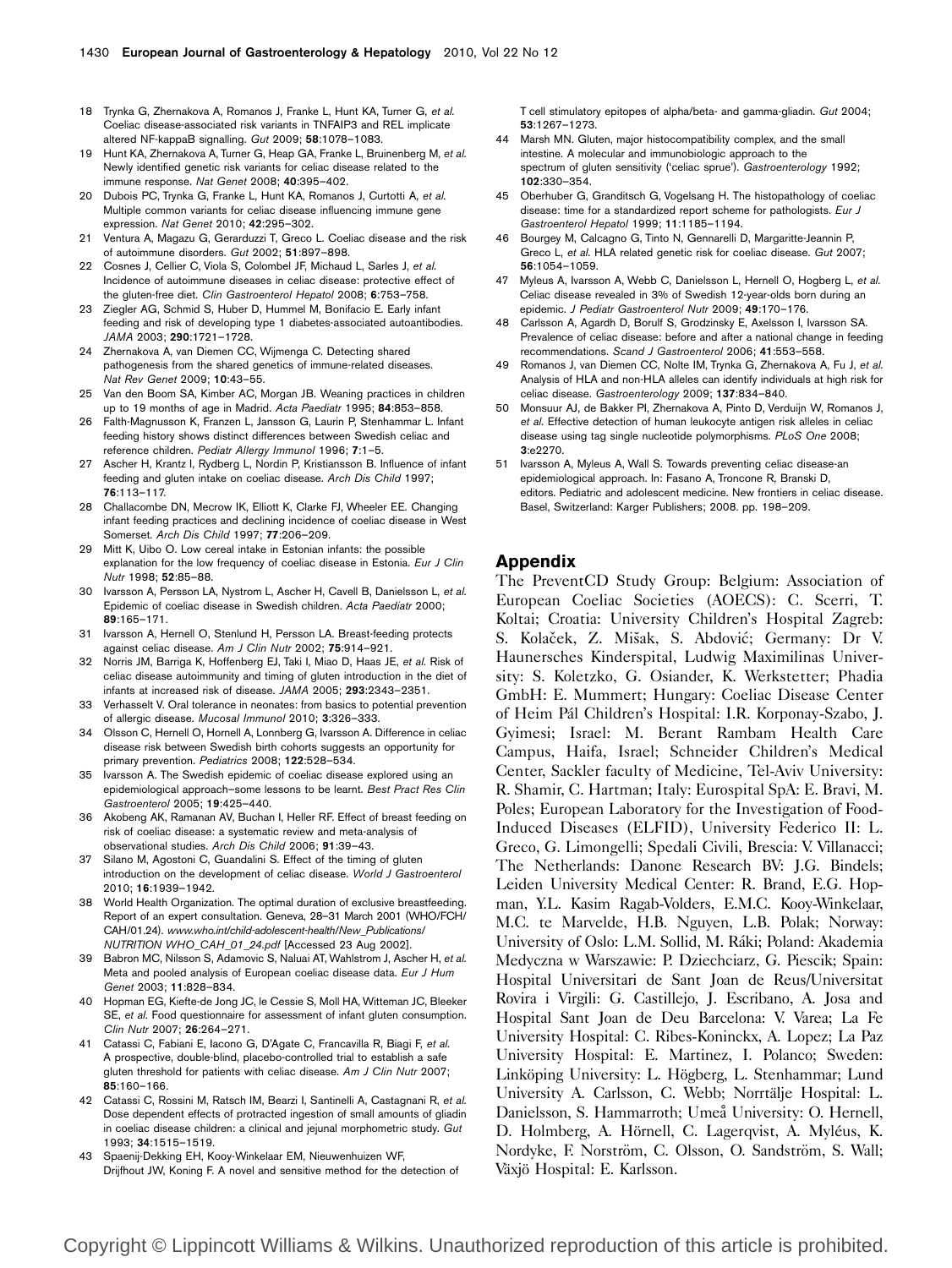18 Trynka G, Zhernakova A, Romanos J, Franke L, Hunt KA, Turner G, *et al.* Coeliac disease-associated risk variants in TNFAIP3 and REL implicate altered NF-kappaB signalling. *Gut* 2009; **58**:1078–1083.

19 Hunt KA, Zhernakova A, Turner G, Heap GA, Franke L, Bruinenberg M, *et al.* Newly identified genetic risk variants for celiac disease related to the immune response. *Nat Genet* 2008; **40**:395–402.

20 Dubois PC, Trynka G, Franke L, Hunt KA, Romanos J, Curtotti A, *et al.* Multiple common variants for celiac disease influencing immune gene expression. *Nat Genet* 2010; **42**:295–302.

21 Ventura A, Magazu G, Gerarduzzi T, Greco L. Coeliac disease and the risk of autoimmune disorders. *Gut* 2002; **51**:897–898.

22 Cosnes J, Cellier C, Viola S, Colombel JF, Michaud L, Sarles J, *et al.* Incidence of autoimmune diseases in celiac disease: protective effect of the gluten-free diet. *Clin Gastroenterol Hepatol* 2008; **6**:753–758.

23 Ziegler AG, Schmid S, Huber D, Hummel M, Bonifacio E. Early infant feeding and risk of developing type 1 diabetes-associated autoantibodies. *JAMA* 2003; **290**:1721–1728.

24 Zhernakova A, van Diemen CC, Wijmenga C. Detecting shared pathogenesis from the shared genetics of immune-related diseases. *Nat Rev Genet* 2009; **10**:43–55.

25 Van den Boom SA, Kimber AC, Morgan JB. Weaning practices in children up to 19 months of age in Madrid. *Acta Paediatr* 1995; **84**:853–858.

26 Falth-Magnusson K, Franzen L, Jansson G, Laurin P, Stenhammar L. Infant feeding history shows distinct differences between Swedish celiac and reference children. *Pediatr Allergy Immunol* 1996; **7**:1–5.

27 Ascher H, Krantz I, Rydberg L, Nordin P, Kristiansson B. Influence of infant feeding and gluten intake on coeliac disease. *Arch Dis Child* 1997; **76**:113–117.

28 Challacombe DN, Mecrow IK, Elliott K, Clarke FJ, Wheeler EE. Changing infant feeding practices and declining incidence of coeliac disease in West Somerset. *Arch Dis Child* 1997; **77**:206–209.

29 Mitt K, Uibo O. Low cereal intake in Estonian infants: the possible explanation for the low frequency of coeliac disease in Estonia. *Eur J Clin Nutr* 1998; **52**:85–88.

30 Ivarsson A, Persson LA, Nystrom L, Ascher H, Cavell B, Danielsson L, *et al.* Epidemic of coeliac disease in Swedish children. *Acta Paediatr* 2000; **89**:165–171.

31 Ivarsson A, Hernell O, Stenlund H, Persson LA. Breast-feeding protects against celiac disease. *Am J Clin Nutr* 2002; **75**:914–921.

32 Norris JM, Barriga K, Hoffenberg EJ, Taki I, Miao D, Haas JE, *et al.* Risk of celiac disease autoimmunity and timing of gluten introduction in the diet of infants at increased risk of disease. *JAMA* 2005; **293**:2343–2351.

33 Verhasselt V. Oral tolerance in neonates: from basics to potential prevention of allergic disease. *Mucosal Immunol* 2010; **3**:326–333.

34 Olsson C, Hernell O, Hornell A, Lonnberg G, Ivarsson A. Difference in celiac disease risk between Swedish birth cohorts suggests an opportunity for primary prevention. *Pediatrics* 2008; **122**:528–534.

35 Ivarsson A. The Swedish epidemic of coeliac disease explored using an epidemiological approach–some lessons to be learnt. *Best Pract Res Clin Gastroenterol* 2005; **19**:425–440.

36 Akobeng AK, Ramanan AV, Buchan I, Heller RF. Effect of breast feeding on risk of coeliac disease: a systematic review and meta-analysis of observational studies. *Arch Dis Child* 2006; **91**:39–43.

37 Silano M, Agostoni C, Guandalini S. Effect of the timing of gluten introduction on the development of celiac disease. *World J Gastroenterol* 2010; **16**:1939–1942.

38 World Health Organization. The optimal duration of exclusive breastfeeding. Report of an expert consultation. Geneva, 28–31 March 2001 (WHO/FCH/CAH/01.24). *www.who.int/child-adolescent-health/New_Publications/NUTRITION WHO_CAH_01_24.pdf* [Accessed 23 Aug 2002].

39 Babron MC, Nilsson S, Adamovic S, Naluai AT, Wahlstrom J, Ascher H, *et al.* Meta and pooled analysis of European coeliac disease data. *Eur J Hum Genet* 2003; **11**:828–834.

40 Hopman EG, Kiefte-de Jong JC, le Cessie S, Moll HA, Witteman JC, Bleeker SE, *et al.* Food questionnaire for assessment of infant gluten consumption. *Clin Nutr* 2007; **26**:264–271.

41 Catassi C, Fabiani E, Iacono G, D'Agate C, Francavilla R, Biagi F, *et al.* A prospective, double-blind, placebo-controlled trial to establish a safe gluten threshold for patients with celiac disease. *Am J Clin Nutr* 2007; **85**:160–166.

42 Catassi C, Rossini M, Ratsch IM, Bearzi I, Santinelli A, Castagnani R, *et al.* Dose dependent effects of protracted ingestion of small amounts of gliadin in coeliac disease children: a clinical and jejunal morphometric study. *Gut* 1993; **34**:1515–1519.

43 Spaenij-Dekking EH, Kooy-Winkelaar EM, Nieuwenhuizen WF, Drijfhout JW, Koning F. A novel and sensitive method for the detection of T cell stimulatory epitopes of alpha/beta- and gamma-gliadin. *Gut* 2004; **53**:1267–1273.

44 Marsh MN. Gluten, major histocompatibility complex, and the small intestine. A molecular and immunobiologic approach to the spectrum of gluten sensitivity ('celiac sprue'). *Gastroenterology* 1992; **102**:330–354.

45 Oberhuber G, Granditsch G, Vogelsang H. The histopathology of coeliac disease: time for a standardized report scheme for pathologists. *Eur J Gastroenterol Hepatol* 1999; **11**:1185–1194.

46 Bourgey M, Calcagno G, Tinto N, Gennarelli D, Margaritte-Jeannin P, Greco L, *et al.* HLA related genetic risk for coeliac disease. *Gut* 2007; **56**:1054–1059.

47 Myleus A, Ivarsson A, Webb C, Danielsson L, Hernell O, Hogberg L, *et al.* Celiac disease revealed in 3% of Swedish 12-year-olds born during an epidemic. *J Pediatr Gastroenterol Nutr* 2009; **49**:170–176.

48 Carlsson A, Agardh D, Borulf S, Grodzinsky E, Axelsson I, Ivarsson SA. Prevalence of celiac disease: before and after a national change in feeding recommendations. *Scand J Gastroenterol* 2006; **41**:553–558.

49 Romanos J, van Diemen CC, Nolte IM, Trynka G, Zhernakova A, Fu J, *et al.* Analysis of HLA and non-HLA alleles can identify individuals at high risk for celiac disease. *Gastroenterology* 2009; **137**:834–840.

50 Monsuur AJ, de Bakker PI, Zhernakova A, Pinto D, Verduijn W, Romanos J, *et al.* Effective detection of human leukocyte antigen risk alleles in celiac disease using tag single nucleotide polymorphisms. *PLoS One* 2008; **3**:e2270.

51 Ivarsson A, Myleus A, Wall S. Towards preventing celiac disease-an epidemiological approach. In: Fasano A, Troncone R, Branski D, editors. Pediatric and adolescent medicine. New frontiers in celiac disease. Basel, Switzerland: Karger Publishers; 2008. pp. 198–209.

## Appendix

The PreventCD Study Group: Belgium: Association of European Coeliac Societies (AOECS): C. Scerri, T. Koltai; Croatia: University Children's Hospital Zagreb: S. Kolaček, Z. Mišak, S. Abdović; Germany: Dr V. Haunersches Kinderspital, Ludwig Maximilinas University: S. Koletzko, G. Osiander, K. Werkstetter; Phadia GmbH: E. Mummert; Hungary: Coeliac Disease Center of Heim Pál Children's Hospital: I.R. Korponay-Szabo, J. Gyimesi; Israel: M. Berant Rambam Health Care Campus, Haifa, Israel; Schneider Children's Medical Center, Sackler faculty of Medicine, Tel-Aviv University: R. Shamir, C. Hartman; Italy: Eurospital SpA: E. Bravi, M. Poles; European Laboratory for the Investigation of Food-Induced Diseases (ELFID), University Federico II: L. Greco, G. Limongelli; Spedali Civili, Brescia: V. Villanacci; The Netherlands: Danone Research BV: J.G. Bindels; Leiden University Medical Center: R. Brand, E.G. Hopman, Y.L. Kasim Ragab-Volders, E.M.C. Kooy-Winkelaar, M.C. te Marvelde, H.B. Nguyen, L.B. Polak; Norway: University of Oslo: L.M. Sollid, M. Ráki; Poland: Akademia Medyczna w Warszawie: P. Dziechciarz, G. Piescik; Spain: Hospital Universitari de Sant Joan de Reus/Universitat Rovira i Virgili: G. Castillejo, J. Escribano, A. Josa and Hospital Sant Joan de Deu Barcelona: V. Varea; La Fe University Hospital: C. Ribes-Koninckx, A. Lopez; La Paz University Hospital: E. Martinez, I. Polanco; Sweden: Linköping University: L. Högberg, L. Stenhammar; Lund University A. Carlsson, C. Webb; Norrtälje Hospital: L. Danielsson, S. Hammarroth; Umeå University: O. Hernell, D. Holmberg, A. Hörnell, C. Lagerqvist, A. Myléus, K. Nordyke, F. Norström, C. Olsson, O. Sandström, S. Wall; Växjö Hospital: E. Karlsson.